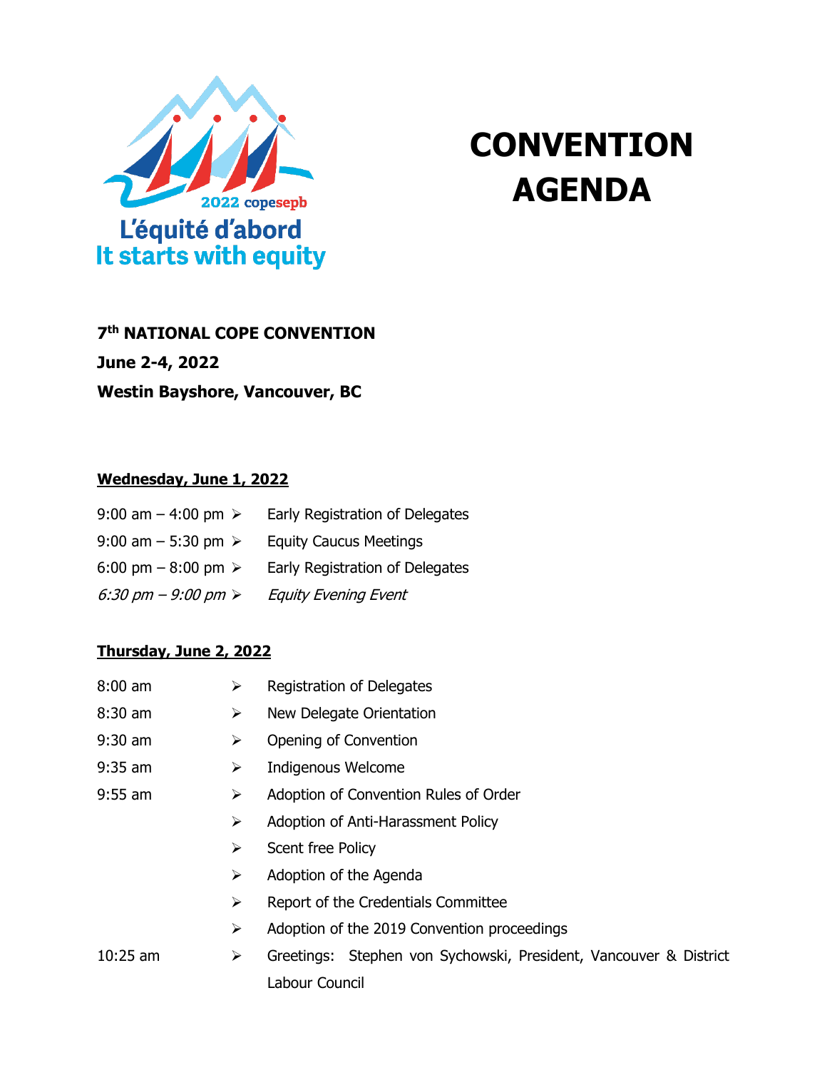2022 copesepb

L'équité d'abord
It starts with equity

# CONVENTION AGENDA

**7th NATIONAL COPE CONVENTION**
**June 2-4, 2022**
**Westin Bayshore, Vancouver, BC**

## Wednesday, June 1, 2022

- 9:00 am – 4:00 pm ➢ Early Registration of Delegates
- 9:00 am – 5:30 pm ➢ Equity Caucus Meetings
- 6:00 pm – 8:00 pm ➢ Early Registration of Delegates
- *6:30 pm – 9:00 pm ➢ Equity Evening Event*

## Thursday, June 2, 2022

- 8:00 am ➢ Registration of Delegates
- 8:30 am ➢ New Delegate Orientation
- 9:30 am ➢ Opening of Convention
- 9:35 am ➢ Indigenous Welcome
- 9:55 am ➢ Adoption of Convention Rules of Order
  - ➢ Adoption of Anti-Harassment Policy
  - ➢ Scent free Policy
  - ➢ Adoption of the Agenda
  - ➢ Report of the Credentials Committee
  - ➢ Adoption of the 2019 Convention proceedings
- 10:25 am ➢ Greetings: Stephen von Sychowski, President, Vancouver & District Labour Council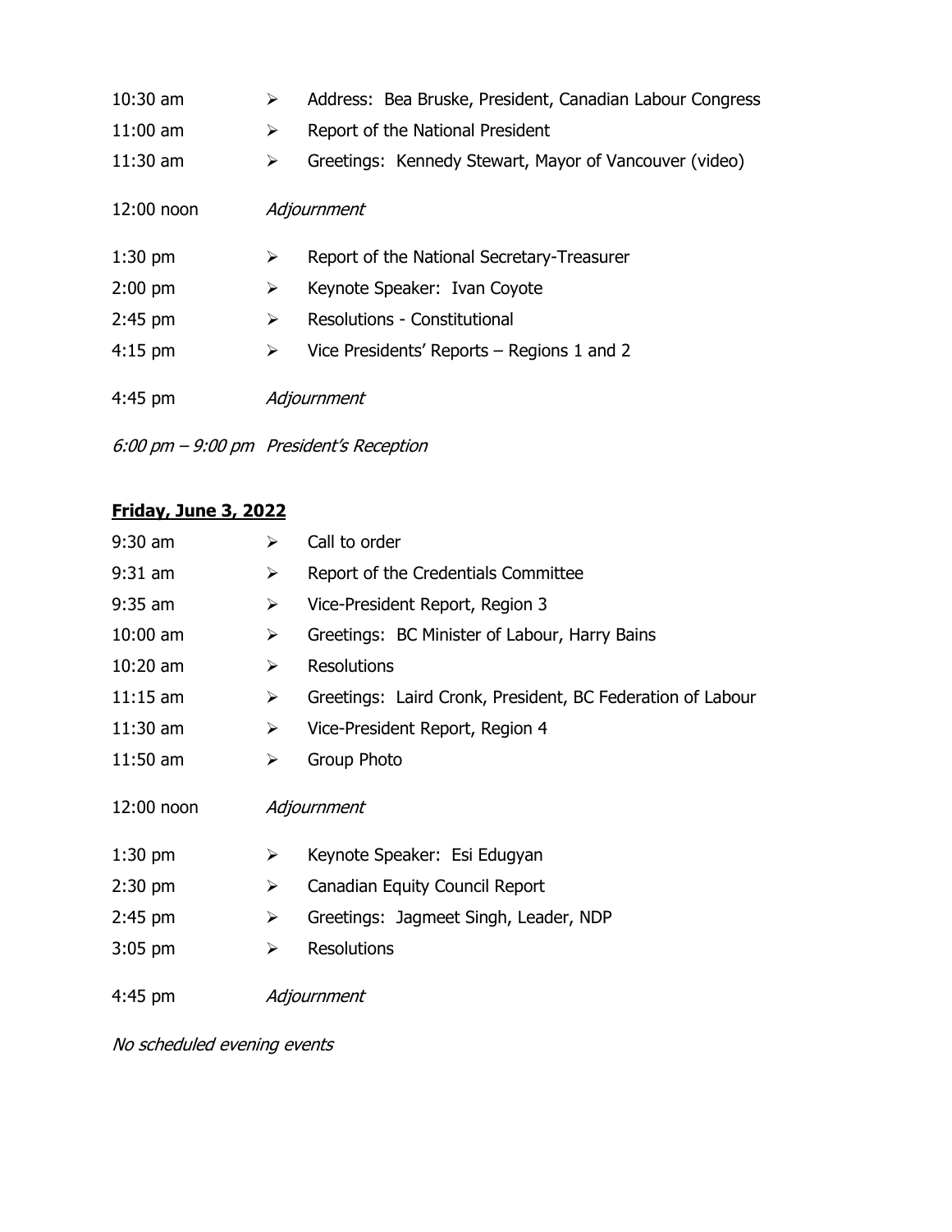| | | |
|---|---|---|
| 10:30 am | ➢ | Address: Bea Bruske, President, Canadian Labour Congress |
| 11:00 am | ➢ | Report of the National President |
| 11:30 am | ➢ | Greetings: Kennedy Stewart, Mayor of Vancouver (video) |
| 12:00 noon | | *Adjournment* |
| 1:30 pm | ➢ | Report of the National Secretary-Treasurer |
| 2:00 pm | ➢ | Keynote Speaker: Ivan Coyote |
| 2:45 pm | ➢ | Resolutions - Constitutional |
| 4:15 pm | ➢ | Vice Presidents' Reports – Regions 1 and 2 |
| 4:45 pm | | *Adjournment* |

*6:00 pm – 9:00 pm President's Reception*

**Friday, June 3, 2022**

| | | |
|---|---|---|
| 9:30 am | ➢ | Call to order |
| 9:31 am | ➢ | Report of the Credentials Committee |
| 9:35 am | ➢ | Vice-President Report, Region 3 |
| 10:00 am | ➢ | Greetings: BC Minister of Labour, Harry Bains |
| 10:20 am | ➢ | Resolutions |
| 11:15 am | ➢ | Greetings: Laird Cronk, President, BC Federation of Labour |
| 11:30 am | ➢ | Vice-President Report, Region 4 |
| 11:50 am | ➢ | Group Photo |
| 12:00 noon | | *Adjournment* |
| 1:30 pm | ➢ | Keynote Speaker: Esi Edugyan |
| 2:30 pm | ➢ | Canadian Equity Council Report |
| 2:45 pm | ➢ | Greetings: Jagmeet Singh, Leader, NDP |
| 3:05 pm | ➢ | Resolutions |
| 4:45 pm | | *Adjournment* |

*No scheduled evening events*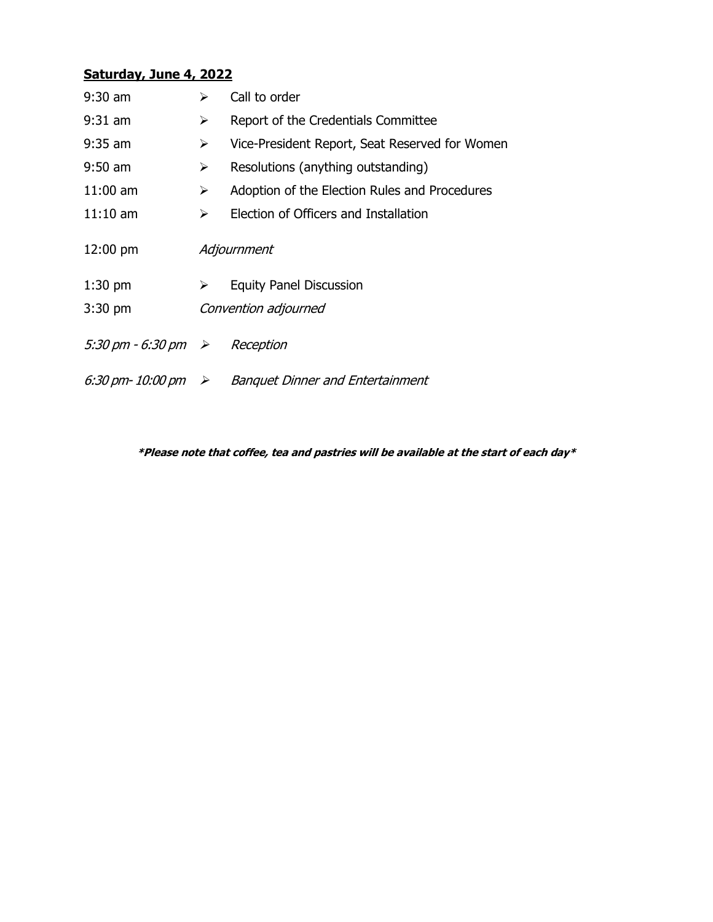**<u>Saturday, June 4, 2022</u>**

| | |
|---|---|
| 9:30 am | ➢ Call to order |
| 9:31 am | ➢ Report of the Credentials Committee |
| 9:35 am | ➢ Vice-President Report, Seat Reserved for Women |
| 9:50 am | ➢ Resolutions (anything outstanding) |
| 11:00 am | ➢ Adoption of the Election Rules and Procedures |
| 11:10 am | ➢ Election of Officers and Installation |
| 12:00 pm | *Adjournment* |
| 1:30 pm | ➢ Equity Panel Discussion |
| 3:30 pm | *Convention adjourned* |
| *5:30 pm - 6:30 pm* | ➢ *Reception* |
| *6:30 pm- 10:00 pm* | ➢ *Banquet Dinner and Entertainment* |

***Please note that coffee, tea and pastries will be available at the start of each day***